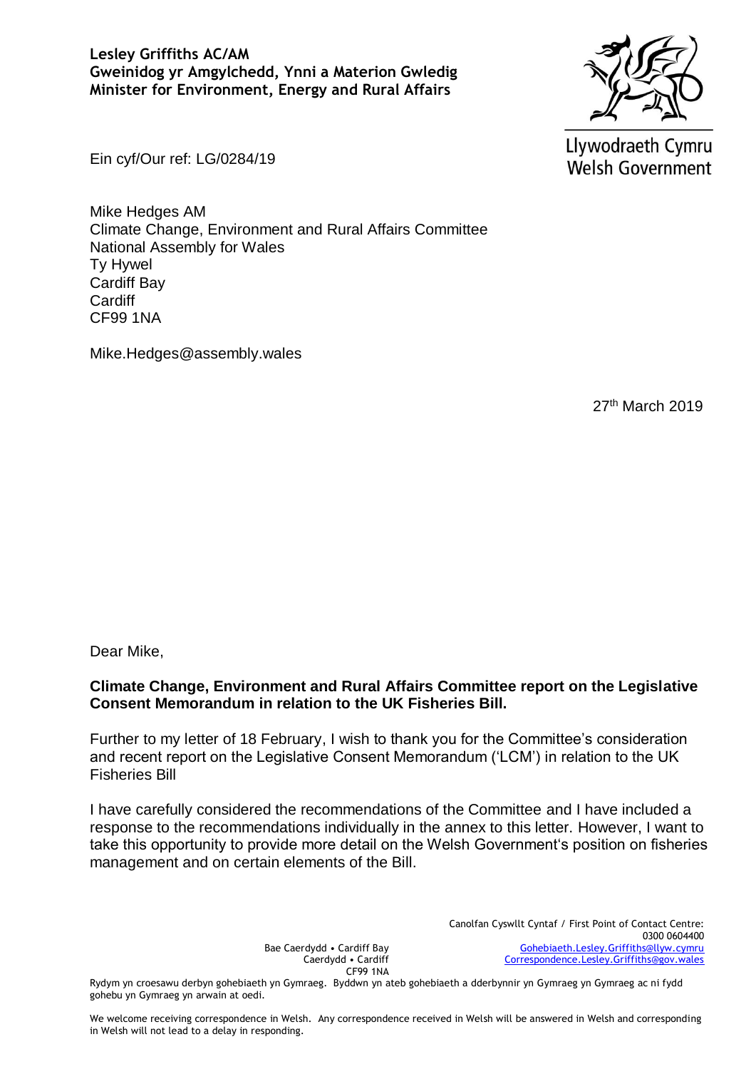**Lesley Griffiths AC/AM**
**Gweinidog yr Amgylchedd, Ynni a Materion Gwledig**
**Minister for Environment, Energy and Rural Affairs**

Llywodraeth Cymru
Welsh Government

Ein cyf/Our ref: LG/0284/19

Mike Hedges AM
Climate Change, Environment and Rural Affairs Committee
National Assembly for Wales
Ty Hywel
Cardiff Bay
Cardiff
CF99 1NA

Mike.Hedges@assembly.wales

27th March 2019

Dear Mike,

**Climate Change, Environment and Rural Affairs Committee report on the Legislative Consent Memorandum in relation to the UK Fisheries Bill.**

Further to my letter of 18 February, I wish to thank you for the Committee's consideration and recent report on the Legislative Consent Memorandum ('LCM') in relation to the UK Fisheries Bill

I have carefully considered the recommendations of the Committee and I have included a response to the recommendations individually in the annex to this letter. However, I want to take this opportunity to provide more detail on the Welsh Government's position on fisheries management and on certain elements of the Bill.

Bae Caerdydd • Cardiff Bay
Caerdydd • Cardiff
CF99 1NA

Canolfan Cyswllt Cyntaf / First Point of Contact Centre:
0300 0604400
Gohebiaeth.Lesley.Griffiths@llyw.cymru
Correspondence.Lesley.Griffiths@gov.wales

Rydym yn croesawu derbyn gohebiaeth yn Gymraeg. Byddwn yn ateb gohebiaeth a dderbynnir yn Gymraeg yn Gymraeg ac ni fydd gohebu yn Gymraeg yn arwain at oedi.

We welcome receiving correspondence in Welsh. Any correspondence received in Welsh will be answered in Welsh and corresponding in Welsh will not lead to a delay in responding.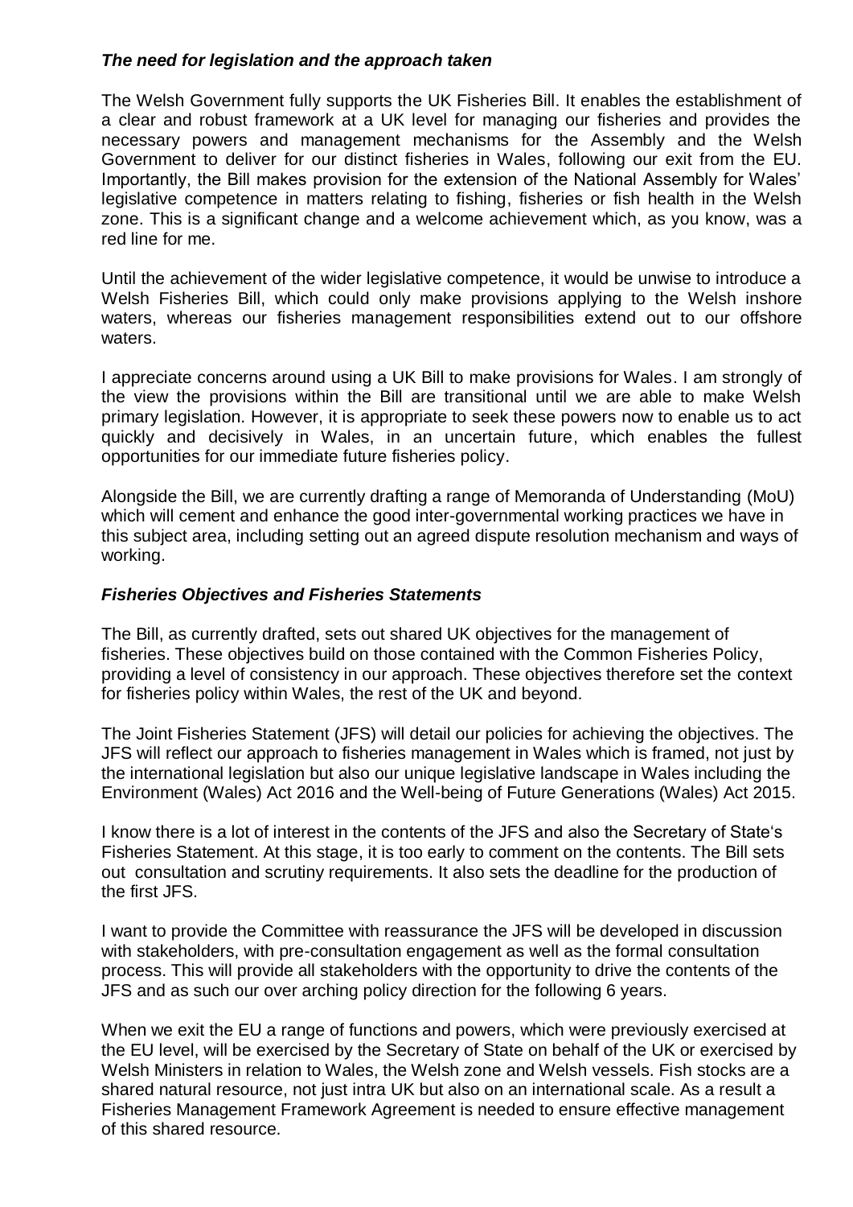### *The need for legislation and the approach taken*

The Welsh Government fully supports the UK Fisheries Bill. It enables the establishment of a clear and robust framework at a UK level for managing our fisheries and provides the necessary powers and management mechanisms for the Assembly and the Welsh Government to deliver for our distinct fisheries in Wales, following our exit from the EU. Importantly, the Bill makes provision for the extension of the National Assembly for Wales' legislative competence in matters relating to fishing, fisheries or fish health in the Welsh zone. This is a significant change and a welcome achievement which, as you know, was a red line for me.

Until the achievement of the wider legislative competence, it would be unwise to introduce a Welsh Fisheries Bill, which could only make provisions applying to the Welsh inshore waters, whereas our fisheries management responsibilities extend out to our offshore waters.

I appreciate concerns around using a UK Bill to make provisions for Wales. I am strongly of the view the provisions within the Bill are transitional until we are able to make Welsh primary legislation. However, it is appropriate to seek these powers now to enable us to act quickly and decisively in Wales, in an uncertain future, which enables the fullest opportunities for our immediate future fisheries policy.

Alongside the Bill, we are currently drafting a range of Memoranda of Understanding (MoU) which will cement and enhance the good inter-governmental working practices we have in this subject area, including setting out an agreed dispute resolution mechanism and ways of working.

### *Fisheries Objectives and Fisheries Statements*

The Bill, as currently drafted, sets out shared UK objectives for the management of fisheries. These objectives build on those contained with the Common Fisheries Policy, providing a level of consistency in our approach. These objectives therefore set the context for fisheries policy within Wales, the rest of the UK and beyond.

The Joint Fisheries Statement (JFS) will detail our policies for achieving the objectives. The JFS will reflect our approach to fisheries management in Wales which is framed, not just by the international legislation but also our unique legislative landscape in Wales including the Environment (Wales) Act 2016 and the Well-being of Future Generations (Wales) Act 2015.

I know there is a lot of interest in the contents of the JFS and also the Secretary of State's Fisheries Statement. At this stage, it is too early to comment on the contents. The Bill sets out consultation and scrutiny requirements. It also sets the deadline for the production of the first JFS.

I want to provide the Committee with reassurance the JFS will be developed in discussion with stakeholders, with pre-consultation engagement as well as the formal consultation process. This will provide all stakeholders with the opportunity to drive the contents of the JFS and as such our over arching policy direction for the following 6 years.

When we exit the EU a range of functions and powers, which were previously exercised at the EU level, will be exercised by the Secretary of State on behalf of the UK or exercised by Welsh Ministers in relation to Wales, the Welsh zone and Welsh vessels. Fish stocks are a shared natural resource, not just intra UK but also on an international scale. As a result a Fisheries Management Framework Agreement is needed to ensure effective management of this shared resource.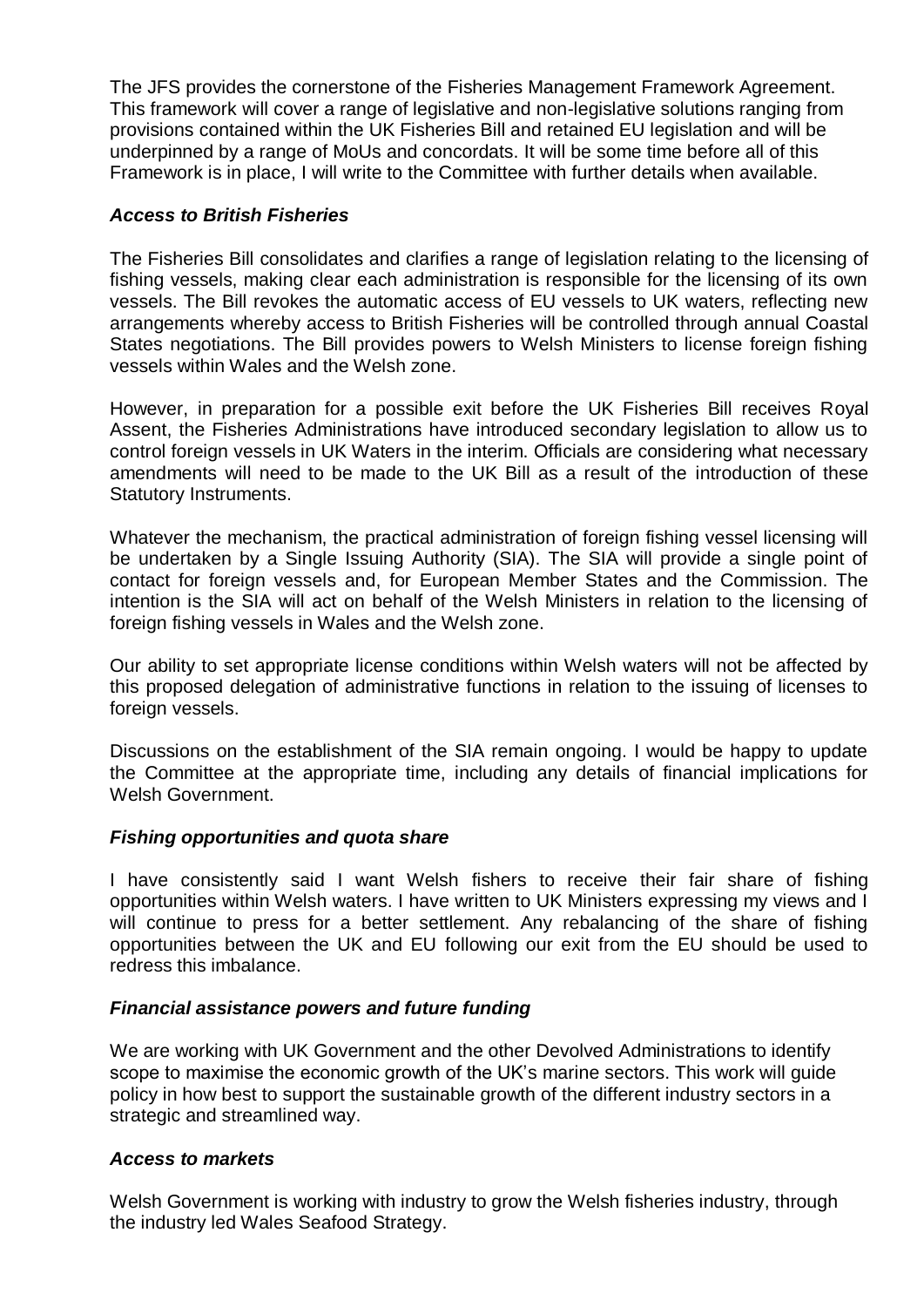The JFS provides the cornerstone of the Fisheries Management Framework Agreement. This framework will cover a range of legislative and non-legislative solutions ranging from provisions contained within the UK Fisheries Bill and retained EU legislation and will be underpinned by a range of MoUs and concordats. It will be some time before all of this Framework is in place, I will write to the Committee with further details when available.

### *Access to British Fisheries*

The Fisheries Bill consolidates and clarifies a range of legislation relating to the licensing of fishing vessels, making clear each administration is responsible for the licensing of its own vessels. The Bill revokes the automatic access of EU vessels to UK waters, reflecting new arrangements whereby access to British Fisheries will be controlled through annual Coastal States negotiations. The Bill provides powers to Welsh Ministers to license foreign fishing vessels within Wales and the Welsh zone.

However, in preparation for a possible exit before the UK Fisheries Bill receives Royal Assent, the Fisheries Administrations have introduced secondary legislation to allow us to control foreign vessels in UK Waters in the interim. Officials are considering what necessary amendments will need to be made to the UK Bill as a result of the introduction of these Statutory Instruments.

Whatever the mechanism, the practical administration of foreign fishing vessel licensing will be undertaken by a Single Issuing Authority (SIA). The SIA will provide a single point of contact for foreign vessels and, for European Member States and the Commission. The intention is the SIA will act on behalf of the Welsh Ministers in relation to the licensing of foreign fishing vessels in Wales and the Welsh zone.

Our ability to set appropriate license conditions within Welsh waters will not be affected by this proposed delegation of administrative functions in relation to the issuing of licenses to foreign vessels.

Discussions on the establishment of the SIA remain ongoing. I would be happy to update the Committee at the appropriate time, including any details of financial implications for Welsh Government.

### *Fishing opportunities and quota share*

I have consistently said I want Welsh fishers to receive their fair share of fishing opportunities within Welsh waters. I have written to UK Ministers expressing my views and I will continue to press for a better settlement. Any rebalancing of the share of fishing opportunities between the UK and EU following our exit from the EU should be used to redress this imbalance.

### *Financial assistance powers and future funding*

We are working with UK Government and the other Devolved Administrations to identify scope to maximise the economic growth of the UK's marine sectors. This work will guide policy in how best to support the sustainable growth of the different industry sectors in a strategic and streamlined way.

### *Access to markets*

Welsh Government is working with industry to grow the Welsh fisheries industry, through the industry led Wales Seafood Strategy.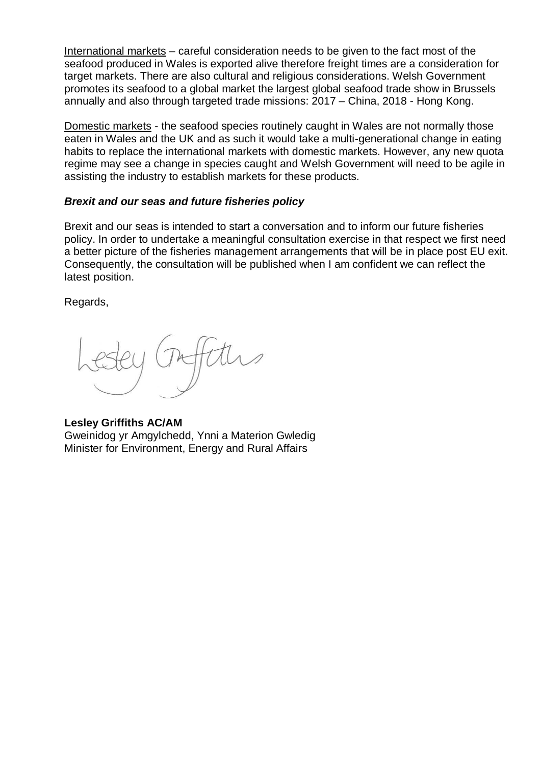International markets – careful consideration needs to be given to the fact most of the seafood produced in Wales is exported alive therefore freight times are a consideration for target markets. There are also cultural and religious considerations. Welsh Government promotes its seafood to a global market the largest global seafood trade show in Brussels annually and also through targeted trade missions: 2017 – China, 2018 - Hong Kong.

Domestic markets - the seafood species routinely caught in Wales are not normally those eaten in Wales and the UK and as such it would take a multi-generational change in eating habits to replace the international markets with domestic markets. However, any new quota regime may see a change in species caught and Welsh Government will need to be agile in assisting the industry to establish markets for these products.

***Brexit and our seas and future fisheries policy***

Brexit and our seas is intended to start a conversation and to inform our future fisheries policy. In order to undertake a meaningful consultation exercise in that respect we first need a better picture of the fisheries management arrangements that will be in place post EU exit. Consequently, the consultation will be published when I am confident we can reflect the latest position.

Regards,

Lesley Griffiths

**Lesley Griffiths AC/AM**
Gweinidog yr Amgylchedd, Ynni a Materion Gwledig
Minister for Environment, Energy and Rural Affairs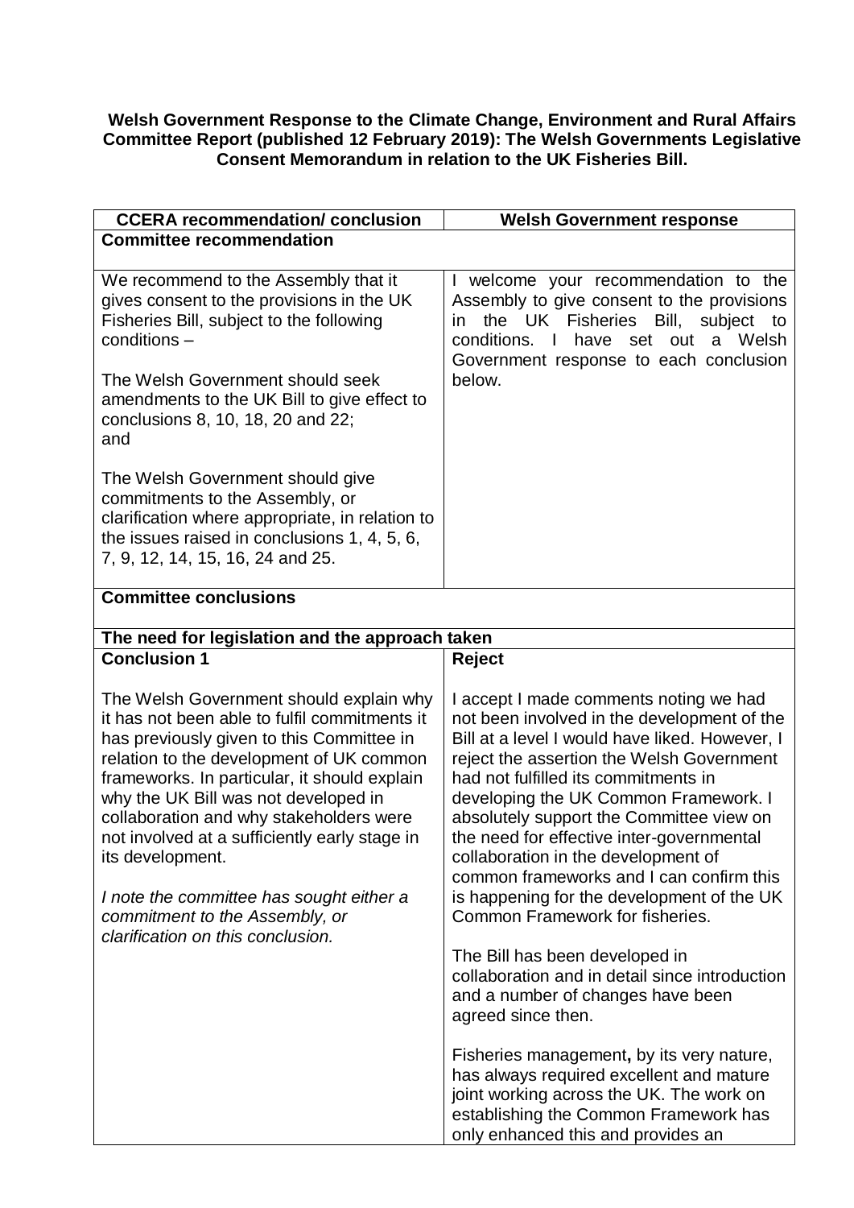**Welsh Government Response to the Climate Change, Environment and Rural Affairs Committee Report (published 12 February 2019): The Welsh Governments Legislative Consent Memorandum in relation to the UK Fisheries Bill.**

| CCERA recommendation/ conclusion | Welsh Government response |
|---|---|
| **Committee recommendation** | |
| We recommend to the Assembly that it gives consent to the provisions in the UK Fisheries Bill, subject to the following conditions –<br><br>The Welsh Government should seek amendments to the UK Bill to give effect to conclusions 8, 10, 18, 20 and 22; and<br><br>The Welsh Government should give commitments to the Assembly, or clarification where appropriate, in relation to the issues raised in conclusions 1, 4, 5, 6, 7, 9, 12, 14, 15, 16, 24 and 25. | I welcome your recommendation to the Assembly to give consent to the provisions in the UK Fisheries Bill, subject to conditions. I have set out a Welsh Government response to each conclusion below. |
| **Committee conclusions** | |
| **The need for legislation and the approach taken** | |
| **Conclusion 1**<br><br>The Welsh Government should explain why it has not been able to fulfil commitments it has previously given to this Committee in relation to the development of UK common frameworks. In particular, it should explain why the UK Bill was not developed in collaboration and why stakeholders were not involved at a sufficiently early stage in its development.<br><br>*I note the committee has sought either a commitment to the Assembly, or clarification on this conclusion.* | **Reject**<br><br>I accept I made comments noting we had not been involved in the development of the Bill at a level I would have liked. However, I reject the assertion the Welsh Government had not fulfilled its commitments in developing the UK Common Framework. I absolutely support the Committee view on the need for effective inter-governmental collaboration in the development of common frameworks and I can confirm this is happening for the development of the UK Common Framework for fisheries.<br><br>The Bill has been developed in collaboration and in detail since introduction and a number of changes have been agreed since then.<br><br>Fisheries management**,** by its very nature, has always required excellent and mature joint working across the UK. The work on establishing the Common Framework has only enhanced this and provides an |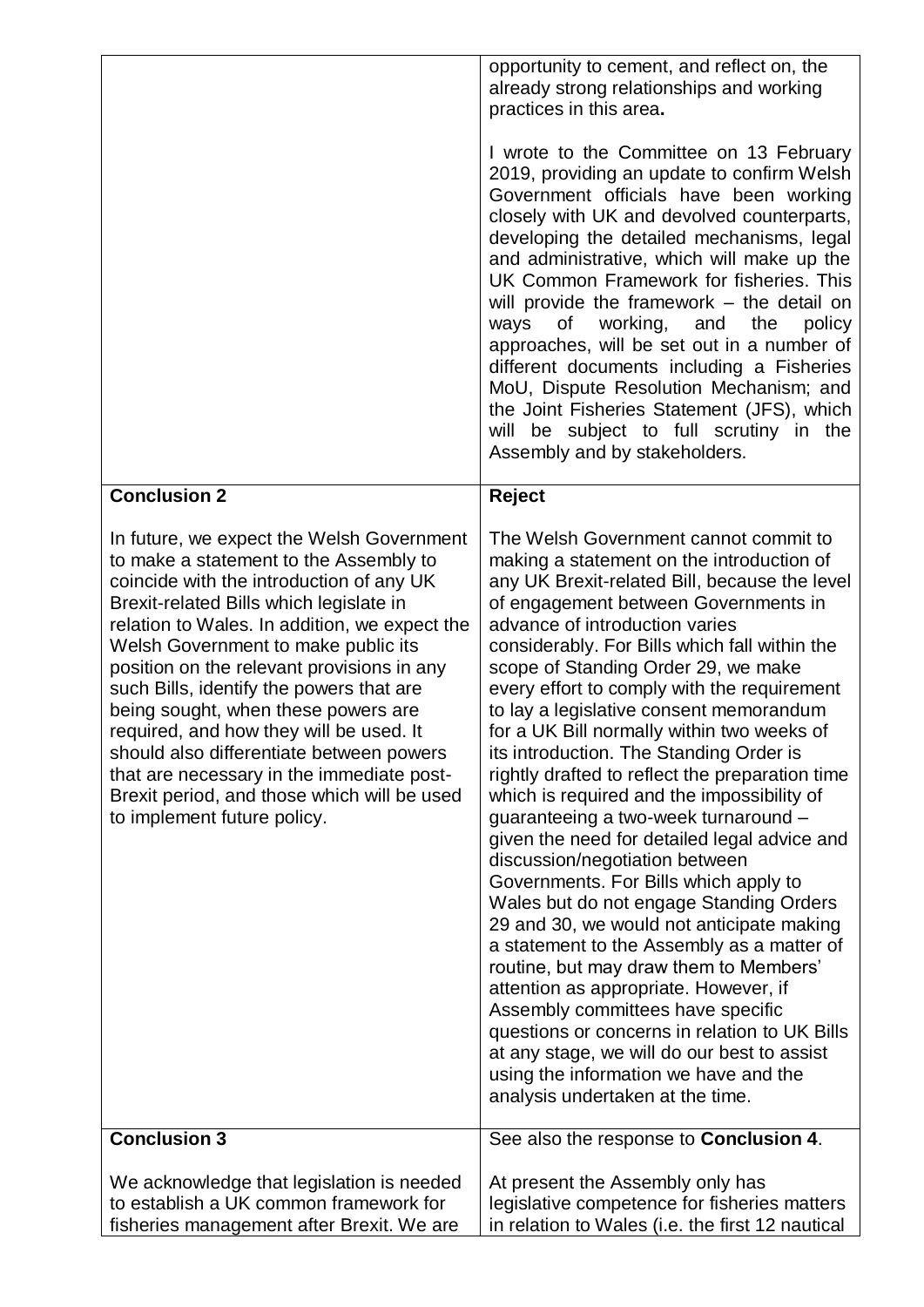| | |
|---|---|
| | opportunity to cement, and reflect on, the already strong relationships and working practices in this area.<br><br>I wrote to the Committee on 13 February 2019, providing an update to confirm Welsh Government officials have been working closely with UK and devolved counterparts, developing the detailed mechanisms, legal and administrative, which will make up the UK Common Framework for fisheries. This will provide the framework – the detail on ways of working, and the policy approaches, will be set out in a number of different documents including a Fisheries MoU, Dispute Resolution Mechanism; and the Joint Fisheries Statement (JFS), which will be subject to full scrutiny in the Assembly and by stakeholders. |
| **Conclusion 2**<br><br>In future, we expect the Welsh Government to make a statement to the Assembly to coincide with the introduction of any UK Brexit-related Bills which legislate in relation to Wales. In addition, we expect the Welsh Government to make public its position on the relevant provisions in any such Bills, identify the powers that are being sought, when these powers are required, and how they will be used. It should also differentiate between powers that are necessary in the immediate post-Brexit period, and those which will be used to implement future policy. | **Reject**<br><br>The Welsh Government cannot commit to making a statement on the introduction of any UK Brexit-related Bill, because the level of engagement between Governments in advance of introduction varies considerably. For Bills which fall within the scope of Standing Order 29, we make every effort to comply with the requirement to lay a legislative consent memorandum for a UK Bill normally within two weeks of its introduction. The Standing Order is rightly drafted to reflect the preparation time which is required and the impossibility of guaranteeing a two-week turnaround – given the need for detailed legal advice and discussion/negotiation between Governments. For Bills which apply to Wales but do not engage Standing Orders 29 and 30, we would not anticipate making a statement to the Assembly as a matter of routine, but may draw them to Members' attention as appropriate. However, if Assembly committees have specific questions or concerns in relation to UK Bills at any stage, we will do our best to assist using the information we have and the analysis undertaken at the time. |
| **Conclusion 3**<br><br>We acknowledge that legislation is needed to establish a UK common framework for fisheries management after Brexit. We are | See also the response to **Conclusion 4**.<br><br>At present the Assembly only has legislative competence for fisheries matters in relation to Wales (i.e. the first 12 nautical |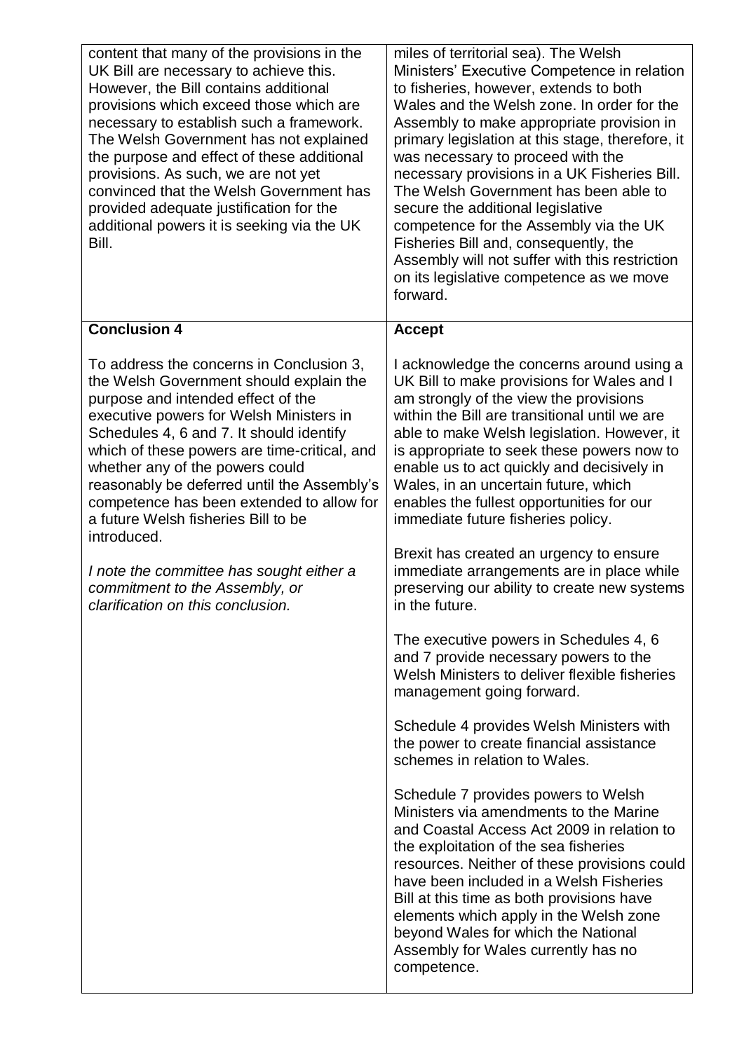| | |
|---|---|
| content that many of the provisions in the UK Bill are necessary to achieve this. However, the Bill contains additional provisions which exceed those which are necessary to establish such a framework. The Welsh Government has not explained the purpose and effect of these additional provisions. As such, we are not yet convinced that the Welsh Government has provided adequate justification for the additional powers it is seeking via the UK Bill. | miles of territorial sea). The Welsh Ministers' Executive Competence in relation to fisheries, however, extends to both Wales and the Welsh zone. In order for the Assembly to make appropriate provision in primary legislation at this stage, therefore, it was necessary to proceed with the necessary provisions in a UK Fisheries Bill. The Welsh Government has been able to secure the additional legislative competence for the Assembly via the UK Fisheries Bill and, consequently, the Assembly will not suffer with this restriction on its legislative competence as we move forward. |
| **Conclusion 4**<br><br>To address the concerns in Conclusion 3, the Welsh Government should explain the purpose and intended effect of the executive powers for Welsh Ministers in Schedules 4, 6 and 7. It should identify which of these powers are time-critical, and whether any of the powers could reasonably be deferred until the Assembly's competence has been extended to allow for a future Welsh fisheries Bill to be introduced.<br><br>*I note the committee has sought either a commitment to the Assembly, or clarification on this conclusion.* | **Accept**<br><br>I acknowledge the concerns around using a UK Bill to make provisions for Wales and I am strongly of the view the provisions within the Bill are transitional until we are able to make Welsh legislation. However, it is appropriate to seek these powers now to enable us to act quickly and decisively in Wales, in an uncertain future, which enables the fullest opportunities for our immediate future fisheries policy.<br><br>Brexit has created an urgency to ensure immediate arrangements are in place while preserving our ability to create new systems in the future.<br><br>The executive powers in Schedules 4, 6 and 7 provide necessary powers to the Welsh Ministers to deliver flexible fisheries management going forward.<br><br>Schedule 4 provides Welsh Ministers with the power to create financial assistance schemes in relation to Wales.<br><br>Schedule 7 provides powers to Welsh Ministers via amendments to the Marine and Coastal Access Act 2009 in relation to the exploitation of the sea fisheries resources. Neither of these provisions could have been included in a Welsh Fisheries Bill at this time as both provisions have elements which apply in the Welsh zone beyond Wales for which the National Assembly for Wales currently has no competence. |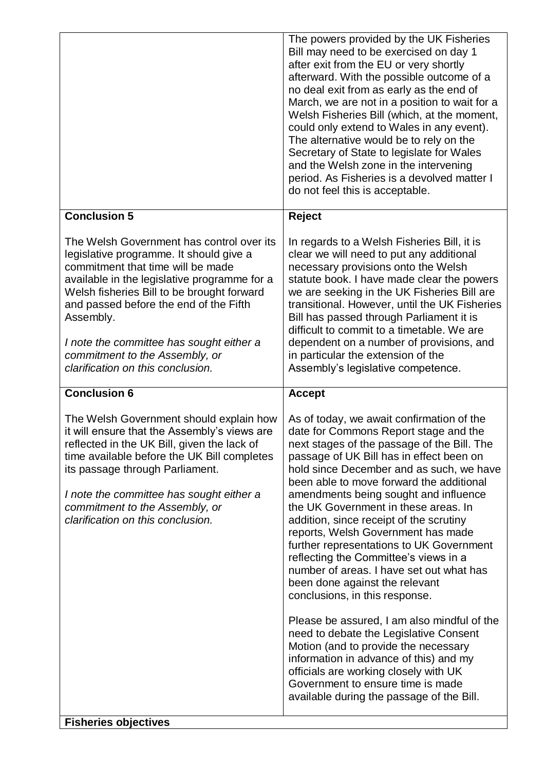| | |
|---|---|
| | The powers provided by the UK Fisheries Bill may need to be exercised on day 1 after exit from the EU or very shortly afterward. With the possible outcome of a no deal exit from as early as the end of March, we are not in a position to wait for a Welsh Fisheries Bill (which, at the moment, could only extend to Wales in any event). The alternative would be to rely on the Secretary of State to legislate for Wales and the Welsh zone in the intervening period. As Fisheries is a devolved matter I do not feel this is acceptable. |
| **Conclusion 5**<br><br>The Welsh Government has control over its legislative programme. It should give a commitment that time will be made available in the legislative programme for a Welsh fisheries Bill to be brought forward and passed before the end of the Fifth Assembly.<br><br>*I note the committee has sought either a commitment to the Assembly, or clarification on this conclusion.* | **Reject**<br><br>In regards to a Welsh Fisheries Bill, it is clear we will need to put any additional necessary provisions onto the Welsh statute book. I have made clear the powers we are seeking in the UK Fisheries Bill are transitional. However, until the UK Fisheries Bill has passed through Parliament it is difficult to commit to a timetable. We are dependent on a number of provisions, and in particular the extension of the Assembly's legislative competence. |
| **Conclusion 6**<br><br>The Welsh Government should explain how it will ensure that the Assembly's views are reflected in the UK Bill, given the lack of time available before the UK Bill completes its passage through Parliament.<br><br>*I note the committee has sought either a commitment to the Assembly, or clarification on this conclusion.* | **Accept**<br><br>As of today, we await confirmation of the date for Commons Report stage and the next stages of the passage of the Bill. The passage of UK Bill has in effect been on hold since December and as such, we have been able to move forward the additional amendments being sought and influence the UK Government in these areas. In addition, since receipt of the scrutiny reports, Welsh Government has made further representations to UK Government reflecting the Committee's views in a number of areas. I have set out what has been done against the relevant conclusions, in this response.<br><br>Please be assured, I am also mindful of the need to debate the Legislative Consent Motion (and to provide the necessary information in advance of this) and my officials are working closely with UK Government to ensure time is made available during the passage of the Bill. |
| **Fisheries objectives** | |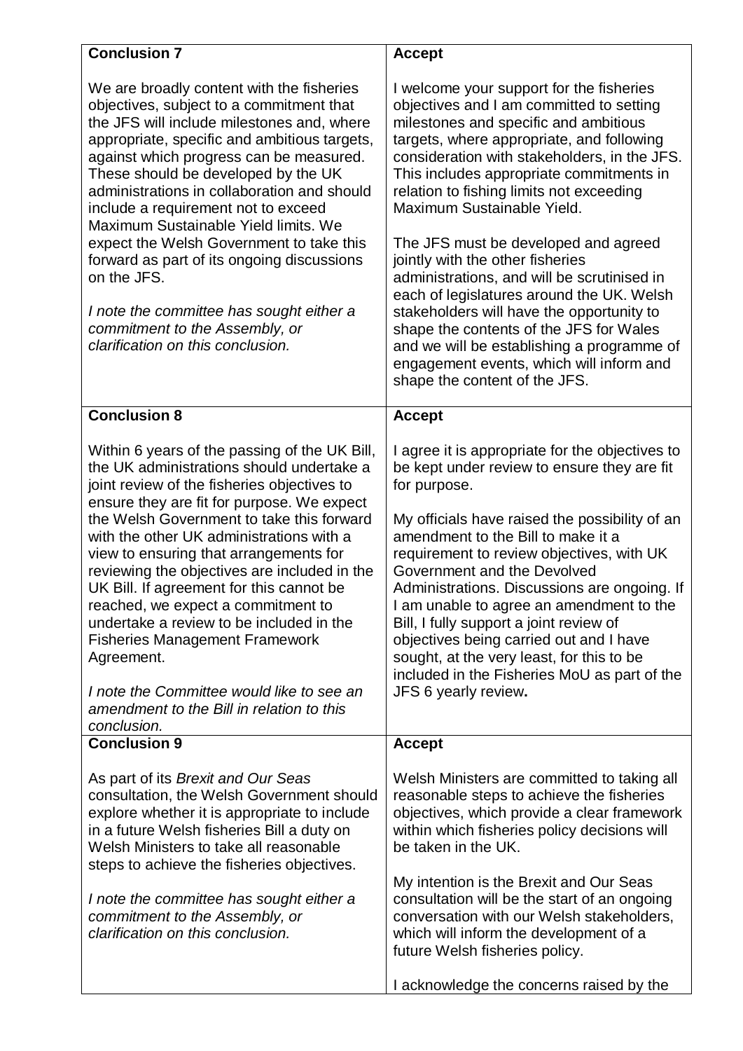| **Conclusion 7** | **Accept** |
|---|---|
| We are broadly content with the fisheries objectives, subject to a commitment that the JFS will include milestones and, where appropriate, specific and ambitious targets, against which progress can be measured. These should be developed by the UK administrations in collaboration and should include a requirement not to exceed Maximum Sustainable Yield limits. We expect the Welsh Government to take this forward as part of its ongoing discussions on the JFS.<br><br>*I note the committee has sought either a commitment to the Assembly, or clarification on this conclusion.* | I welcome your support for the fisheries objectives and I am committed to setting milestones and specific and ambitious targets, where appropriate, and following consideration with stakeholders, in the JFS. This includes appropriate commitments in relation to fishing limits not exceeding Maximum Sustainable Yield.<br><br>The JFS must be developed and agreed jointly with the other fisheries administrations, and will be scrutinised in each of legislatures around the UK. Welsh stakeholders will have the opportunity to shape the contents of the JFS for Wales and we will be establishing a programme of engagement events, which will inform and shape the content of the JFS. |
| **Conclusion 8** | **Accept** |
| Within 6 years of the passing of the UK Bill, the UK administrations should undertake a joint review of the fisheries objectives to ensure they are fit for purpose. We expect the Welsh Government to take this forward with the other UK administrations with a view to ensuring that arrangements for reviewing the objectives are included in the UK Bill. If agreement for this cannot be reached, we expect a commitment to undertake a review to be included in the Fisheries Management Framework Agreement.<br><br>*I note the Committee would like to see an amendment to the Bill in relation to this conclusion.* | I agree it is appropriate for the objectives to be kept under review to ensure they are fit for purpose.<br><br>My officials have raised the possibility of an amendment to the Bill to make it a requirement to review objectives, with UK Government and the Devolved Administrations. Discussions are ongoing. If I am unable to agree an amendment to the Bill, I fully support a joint review of objectives being carried out and I have sought, at the very least, for this to be included in the Fisheries MoU as part of the JFS 6 yearly review**.** |
| **Conclusion 9** | **Accept** |
| As part of its *Brexit and Our Seas* consultation, the Welsh Government should explore whether it is appropriate to include in a future Welsh fisheries Bill a duty on Welsh Ministers to take all reasonable steps to achieve the fisheries objectives.<br><br>*I note the committee has sought either a commitment to the Assembly, or clarification on this conclusion.* | Welsh Ministers are committed to taking all reasonable steps to achieve the fisheries objectives, which provide a clear framework within which fisheries policy decisions will be taken in the UK.<br><br>My intention is the Brexit and Our Seas consultation will be the start of an ongoing conversation with our Welsh stakeholders, which will inform the development of a future Welsh fisheries policy.<br><br>I acknowledge the concerns raised by the |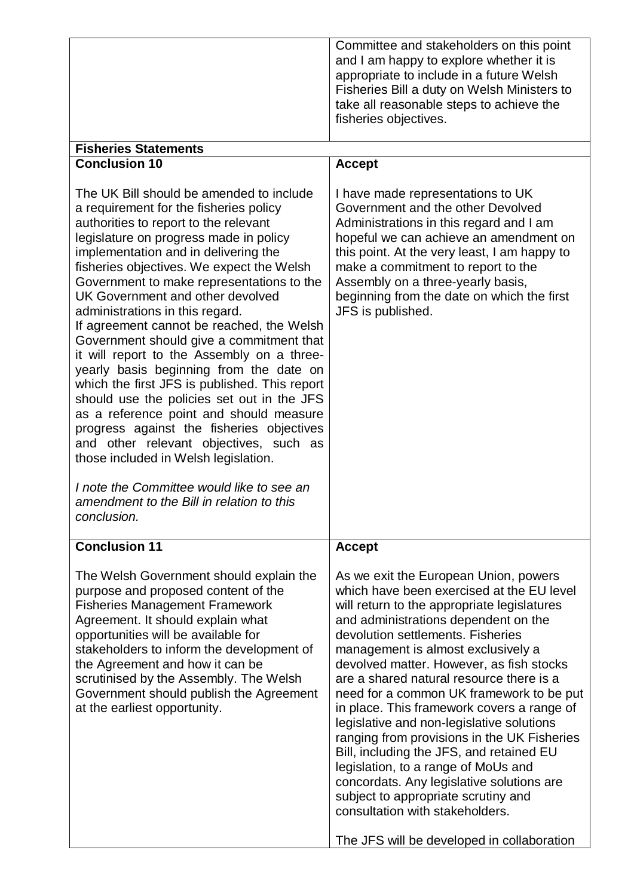| | |
|---|---|
| | Committee and stakeholders on this point and I am happy to explore whether it is appropriate to include in a future Welsh Fisheries Bill a duty on Welsh Ministers to take all reasonable steps to achieve the fisheries objectives. |
| **Fisheries Statements** | |
| **Conclusion 10**<br><br>The UK Bill should be amended to include a requirement for the fisheries policy authorities to report to the relevant legislature on progress made in policy implementation and in delivering the fisheries objectives. We expect the Welsh Government to make representations to the UK Government and other devolved administrations in this regard.<br>If agreement cannot be reached, the Welsh Government should give a commitment that it will report to the Assembly on a three-yearly basis beginning from the date on which the first JFS is published. This report should use the policies set out in the JFS as a reference point and should measure progress against the fisheries objectives and other relevant objectives, such as those included in Welsh legislation.<br><br>*I note the Committee would like to see an amendment to the Bill in relation to this conclusion.* | **Accept**<br><br>I have made representations to UK Government and the other Devolved Administrations in this regard and I am hopeful we can achieve an amendment on this point. At the very least, I am happy to make a commitment to report to the Assembly on a three-yearly basis, beginning from the date on which the first JFS is published. |
| **Conclusion 11**<br><br>The Welsh Government should explain the purpose and proposed content of the Fisheries Management Framework Agreement. It should explain what opportunities will be available for stakeholders to inform the development of the Agreement and how it can be scrutinised by the Assembly. The Welsh Government should publish the Agreement at the earliest opportunity. | **Accept**<br><br>As we exit the European Union, powers which have been exercised at the EU level will return to the appropriate legislatures and administrations dependent on the devolution settlements. Fisheries management is almost exclusively a devolved matter. However, as fish stocks are a shared natural resource there is a need for a common UK framework to be put in place. This framework covers a range of legislative and non-legislative solutions ranging from provisions in the UK Fisheries Bill, including the JFS, and retained EU legislation, to a range of MoUs and concordats. Any legislative solutions are subject to appropriate scrutiny and consultation with stakeholders.<br><br>The JFS will be developed in collaboration |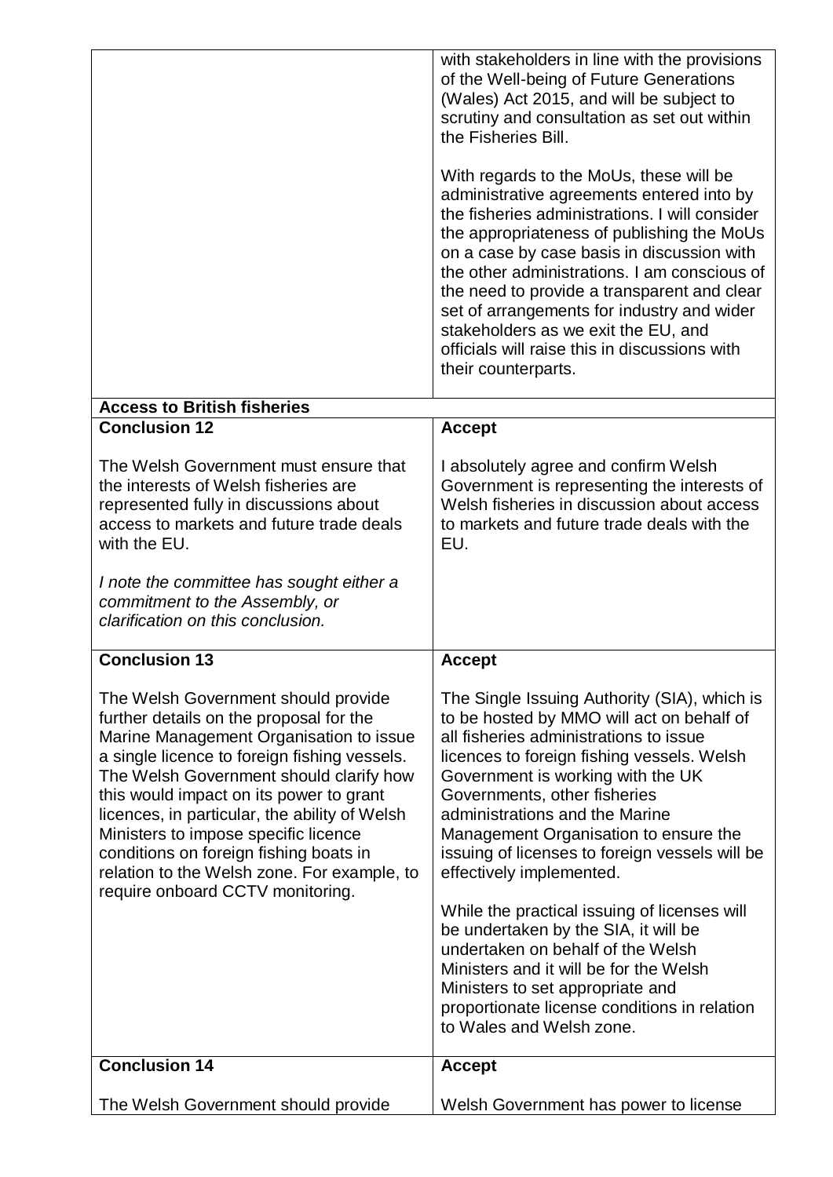| | |
|---|---|
| | with stakeholders in line with the provisions of the Well-being of Future Generations (Wales) Act 2015, and will be subject to scrutiny and consultation as set out within the Fisheries Bill.<br><br>With regards to the MoUs, these will be administrative agreements entered into by the fisheries administrations. I will consider the appropriateness of publishing the MoUs on a case by case basis in discussion with the other administrations. I am conscious of the need to provide a transparent and clear set of arrangements for industry and wider stakeholders as we exit the EU, and officials will raise this in discussions with their counterparts. |
| **Access to British fisheries** | |
| **Conclusion 12**<br><br>The Welsh Government must ensure that the interests of Welsh fisheries are represented fully in discussions about access to markets and future trade deals with the EU.<br><br>*I note the committee has sought either a commitment to the Assembly, or clarification on this conclusion.* | **Accept**<br><br>I absolutely agree and confirm Welsh Government is representing the interests of Welsh fisheries in discussion about access to markets and future trade deals with the EU. |
| **Conclusion 13**<br><br>The Welsh Government should provide further details on the proposal for the Marine Management Organisation to issue a single licence to foreign fishing vessels. The Welsh Government should clarify how this would impact on its power to grant licences, in particular, the ability of Welsh Ministers to impose specific licence conditions on foreign fishing boats in relation to the Welsh zone. For example, to require onboard CCTV monitoring. | **Accept**<br><br>The Single Issuing Authority (SIA), which is to be hosted by MMO will act on behalf of all fisheries administrations to issue licences to foreign fishing vessels. Welsh Government is working with the UK Governments, other fisheries administrations and the Marine Management Organisation to ensure the issuing of licenses to foreign vessels will be effectively implemented.<br><br>While the practical issuing of licenses will be undertaken by the SIA, it will be undertaken on behalf of the Welsh Ministers and it will be for the Welsh Ministers to set appropriate and proportionate license conditions in relation to Wales and Welsh zone. |
| **Conclusion 14**<br><br>The Welsh Government should provide | **Accept**<br><br>Welsh Government has power to license |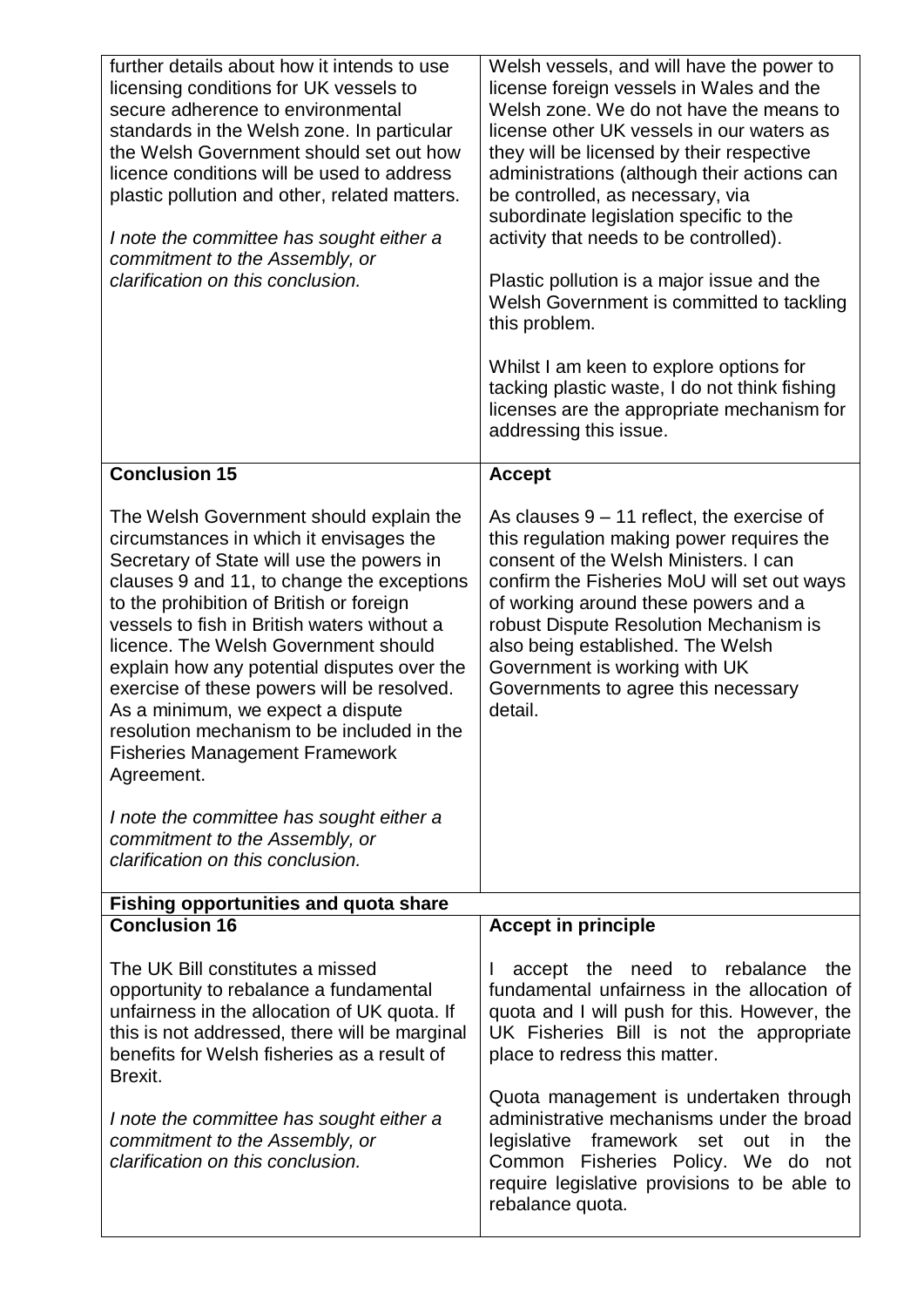| | |
|---|---|
| further details about how it intends to use licensing conditions for UK vessels to secure adherence to environmental standards in the Welsh zone. In particular the Welsh Government should set out how licence conditions will be used to address plastic pollution and other, related matters.<br><br>*I note the committee has sought either a commitment to the Assembly, or clarification on this conclusion.* | Welsh vessels, and will have the power to license foreign vessels in Wales and the Welsh zone. We do not have the means to license other UK vessels in our waters as they will be licensed by their respective administrations (although their actions can be controlled, as necessary, via subordinate legislation specific to the activity that needs to be controlled).<br><br>Plastic pollution is a major issue and the Welsh Government is committed to tackling this problem.<br><br>Whilst I am keen to explore options for tacking plastic waste, I do not think fishing licenses are the appropriate mechanism for addressing this issue. |
| **Conclusion 15**<br><br>The Welsh Government should explain the circumstances in which it envisages the Secretary of State will use the powers in clauses 9 and 11, to change the exceptions to the prohibition of British or foreign vessels to fish in British waters without a licence. The Welsh Government should explain how any potential disputes over the exercise of these powers will be resolved. As a minimum, we expect a dispute resolution mechanism to be included in the Fisheries Management Framework Agreement.<br><br>*I note the committee has sought either a commitment to the Assembly, or clarification on this conclusion.* | **Accept**<br><br>As clauses 9 – 11 reflect, the exercise of this regulation making power requires the consent of the Welsh Ministers. I can confirm the Fisheries MoU will set out ways of working around these powers and a robust Dispute Resolution Mechanism is also being established. The Welsh Government is working with UK Governments to agree this necessary detail. |
| **Fishing opportunities and quota share** | |
| **Conclusion 16**<br><br>The UK Bill constitutes a missed opportunity to rebalance a fundamental unfairness in the allocation of UK quota. If this is not addressed, there will be marginal benefits for Welsh fisheries as a result of Brexit.<br><br>*I note the committee has sought either a commitment to the Assembly, or clarification on this conclusion.* | **Accept in principle**<br><br>I accept the need to rebalance the fundamental unfairness in the allocation of quota and I will push for this. However, the UK Fisheries Bill is not the appropriate place to redress this matter.<br><br>Quota management is undertaken through administrative mechanisms under the broad legislative framework set out in the Common Fisheries Policy. We do not require legislative provisions to be able to rebalance quota. |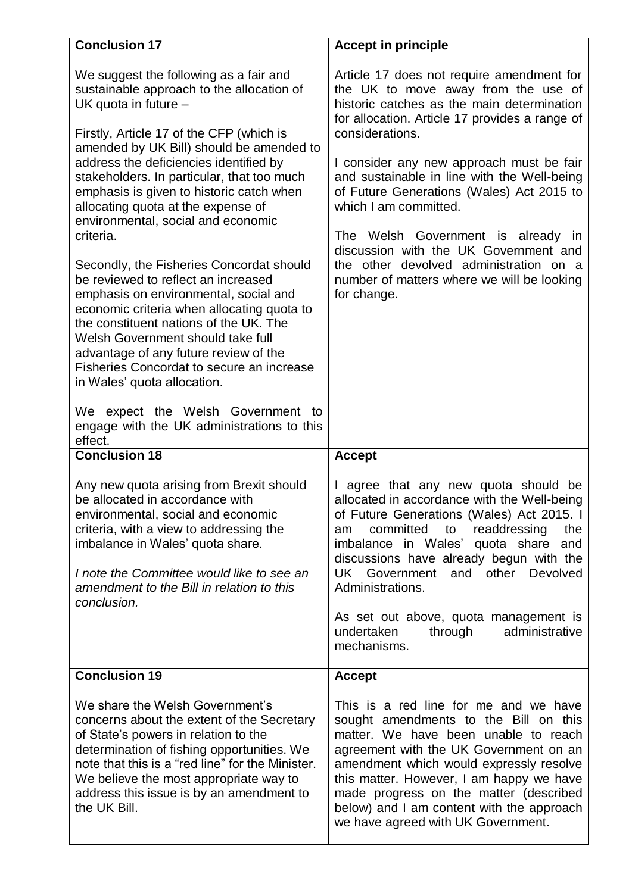| **Conclusion 17** | **Accept in principle** |
|---|---|
| We suggest the following as a fair and sustainable approach to the allocation of UK quota in future –<br><br>Firstly, Article 17 of the CFP (which is amended by UK Bill) should be amended to address the deficiencies identified by stakeholders. In particular, that too much emphasis is given to historic catch when allocating quota at the expense of environmental, social and economic criteria.<br><br>Secondly, the Fisheries Concordat should be reviewed to reflect an increased emphasis on environmental, social and economic criteria when allocating quota to the constituent nations of the UK. The Welsh Government should take full advantage of any future review of the Fisheries Concordat to secure an increase in Wales' quota allocation.<br><br>We expect the Welsh Government to engage with the UK administrations to this effect. | Article 17 does not require amendment for the UK to move away from the use of historic catches as the main determination for allocation. Article 17 provides a range of considerations.<br><br>I consider any new approach must be fair and sustainable in line with the Well-being of Future Generations (Wales) Act 2015 to which I am committed.<br><br>The Welsh Government is already in discussion with the UK Government and the other devolved administration on a number of matters where we will be looking for change. |
| **Conclusion 18** | **Accept** |
| Any new quota arising from Brexit should be allocated in accordance with environmental, social and economic criteria, with a view to addressing the imbalance in Wales' quota share.<br><br>*I note the Committee would like to see an amendment to the Bill in relation to this conclusion.* | I agree that any new quota should be allocated in accordance with the Well-being of Future Generations (Wales) Act 2015. I am committed to readdressing the imbalance in Wales' quota share and discussions have already begun with the UK Government and other Devolved Administrations.<br><br>As set out above, quota management is undertaken through administrative mechanisms. |
| **Conclusion 19** | **Accept** |
| We share the Welsh Government's concerns about the extent of the Secretary of State's powers in relation to the determination of fishing opportunities. We note that this is a "red line" for the Minister. We believe the most appropriate way to address this issue is by an amendment to the UK Bill. | This is a red line for me and we have sought amendments to the Bill on this matter. We have been unable to reach agreement with the UK Government on an amendment which would expressly resolve this matter. However, I am happy we have made progress on the matter (described below) and I am content with the approach we have agreed with UK Government. |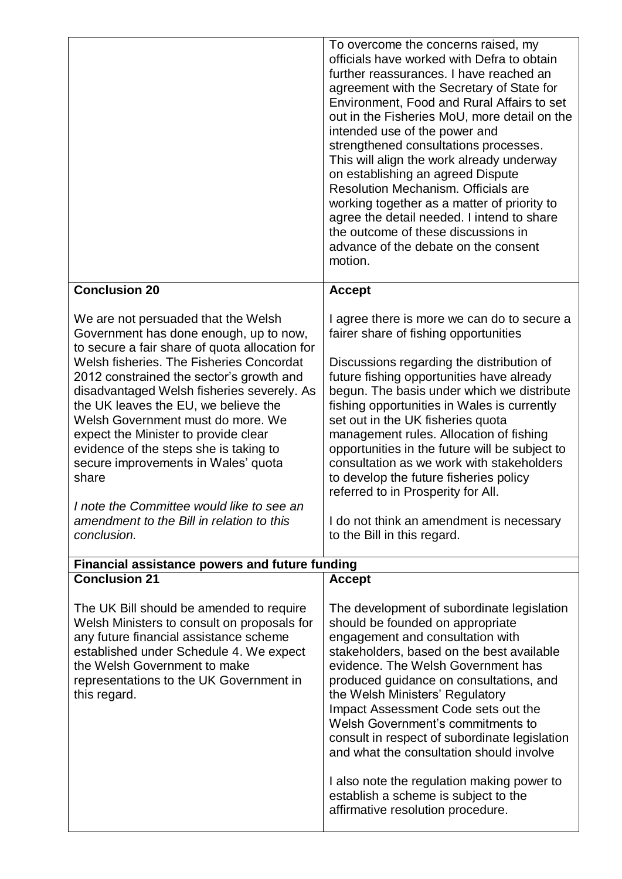| | |
|---|---|
| | To overcome the concerns raised, my officials have worked with Defra to obtain further reassurances. I have reached an agreement with the Secretary of State for Environment, Food and Rural Affairs to set out in the Fisheries MoU, more detail on the intended use of the power and strengthened consultations processes. This will align the work already underway on establishing an agreed Dispute Resolution Mechanism. Officials are working together as a matter of priority to agree the detail needed. I intend to share the outcome of these discussions in advance of the debate on the consent motion. |
| **Conclusion 20**<br><br>We are not persuaded that the Welsh Government has done enough, up to now, to secure a fair share of quota allocation for Welsh fisheries. The Fisheries Concordat 2012 constrained the sector's growth and disadvantaged Welsh fisheries severely. As the UK leaves the EU, we believe the Welsh Government must do more. We expect the Minister to provide clear evidence of the steps she is taking to secure improvements in Wales' quota share<br><br>*I note the Committee would like to see an amendment to the Bill in relation to this conclusion.* | **Accept**<br><br>I agree there is more we can do to secure a fairer share of fishing opportunities<br><br>Discussions regarding the distribution of future fishing opportunities have already begun. The basis under which we distribute fishing opportunities in Wales is currently set out in the UK fisheries quota management rules. Allocation of fishing opportunities in the future will be subject to consultation as we work with stakeholders to develop the future fisheries policy referred to in Prosperity for All.<br><br>I do not think an amendment is necessary to the Bill in this regard. |
| **Financial assistance powers and future funding** | |
| **Conclusion 21**<br><br>The UK Bill should be amended to require Welsh Ministers to consult on proposals for any future financial assistance scheme established under Schedule 4. We expect the Welsh Government to make representations to the UK Government in this regard. | **Accept**<br><br>The development of subordinate legislation should be founded on appropriate engagement and consultation with stakeholders, based on the best available evidence. The Welsh Government has produced guidance on consultations, and the Welsh Ministers' Regulatory Impact Assessment Code sets out the Welsh Government's commitments to consult in respect of subordinate legislation and what the consultation should involve<br><br>I also note the regulation making power to establish a scheme is subject to the affirmative resolution procedure. |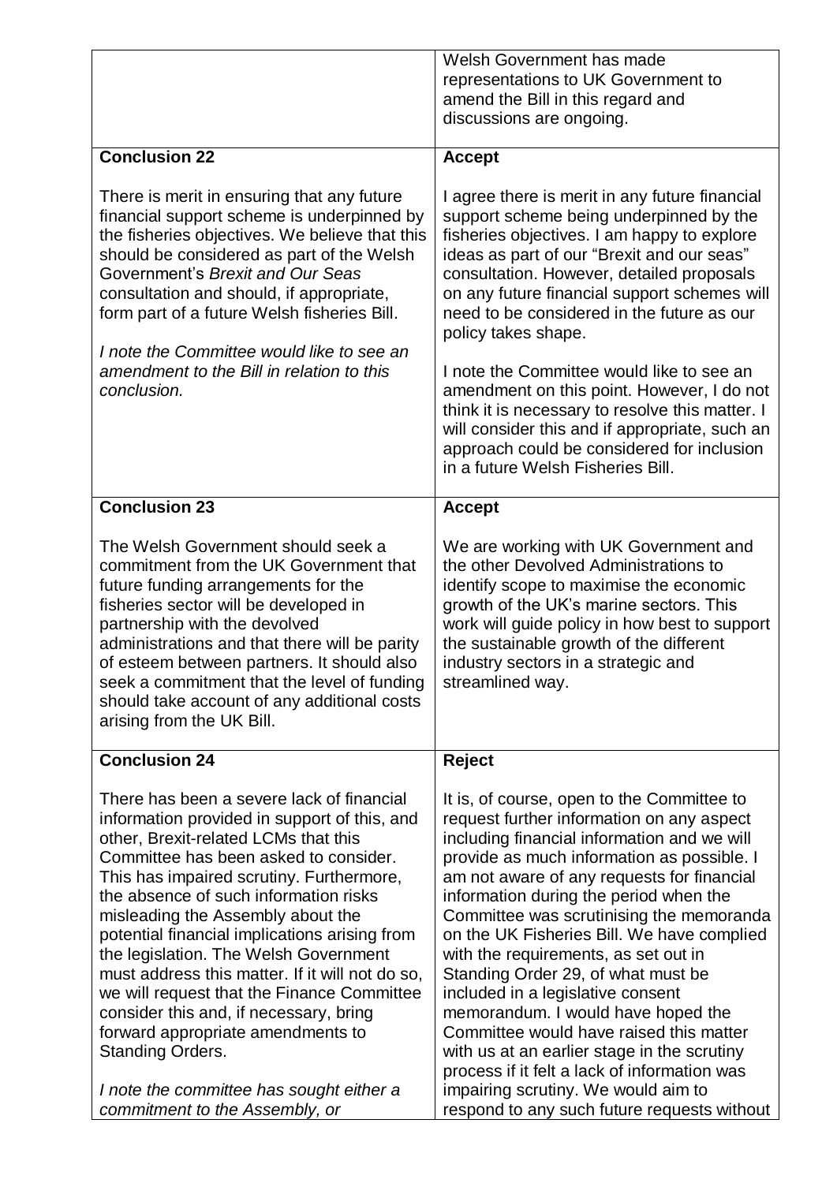| | |
|---|---|
| | Welsh Government has made representations to UK Government to amend the Bill in this regard and discussions are ongoing. |
| **Conclusion 22**<br><br>There is merit in ensuring that any future financial support scheme is underpinned by the fisheries objectives. We believe that this should be considered as part of the Welsh Government's *Brexit and Our Seas* consultation and should, if appropriate, form part of a future Welsh fisheries Bill.<br><br>*I note the Committee would like to see an amendment to the Bill in relation to this conclusion.* | **Accept**<br><br>I agree there is merit in any future financial support scheme being underpinned by the fisheries objectives. I am happy to explore ideas as part of our "Brexit and our seas" consultation. However, detailed proposals on any future financial support schemes will need to be considered in the future as our policy takes shape.<br><br>I note the Committee would like to see an amendment on this point. However, I do not think it is necessary to resolve this matter. I will consider this and if appropriate, such an approach could be considered for inclusion in a future Welsh Fisheries Bill. |
| **Conclusion 23**<br><br>The Welsh Government should seek a commitment from the UK Government that future funding arrangements for the fisheries sector will be developed in partnership with the devolved administrations and that there will be parity of esteem between partners. It should also seek a commitment that the level of funding should take account of any additional costs arising from the UK Bill. | **Accept**<br><br>We are working with UK Government and the other Devolved Administrations to identify scope to maximise the economic growth of the UK's marine sectors. This work will guide policy in how best to support the sustainable growth of the different industry sectors in a strategic and streamlined way. |
| **Conclusion 24**<br><br>There has been a severe lack of financial information provided in support of this, and other, Brexit-related LCMs that this Committee has been asked to consider. This has impaired scrutiny. Furthermore, the absence of such information risks misleading the Assembly about the potential financial implications arising from the legislation. The Welsh Government must address this matter. If it will not do so, we will request that the Finance Committee consider this and, if necessary, bring forward appropriate amendments to Standing Orders.<br><br>*I note the committee has sought either a commitment to the Assembly, or* | **Reject**<br><br>It is, of course, open to the Committee to request further information on any aspect including financial information and we will provide as much information as possible. I am not aware of any requests for financial information during the period when the Committee was scrutinising the memoranda on the UK Fisheries Bill. We have complied with the requirements, as set out in Standing Order 29, of what must be included in a legislative consent memorandum. I would have hoped the Committee would have raised this matter with us at an earlier stage in the scrutiny process if it felt a lack of information was impairing scrutiny. We would aim to respond to any such future requests without |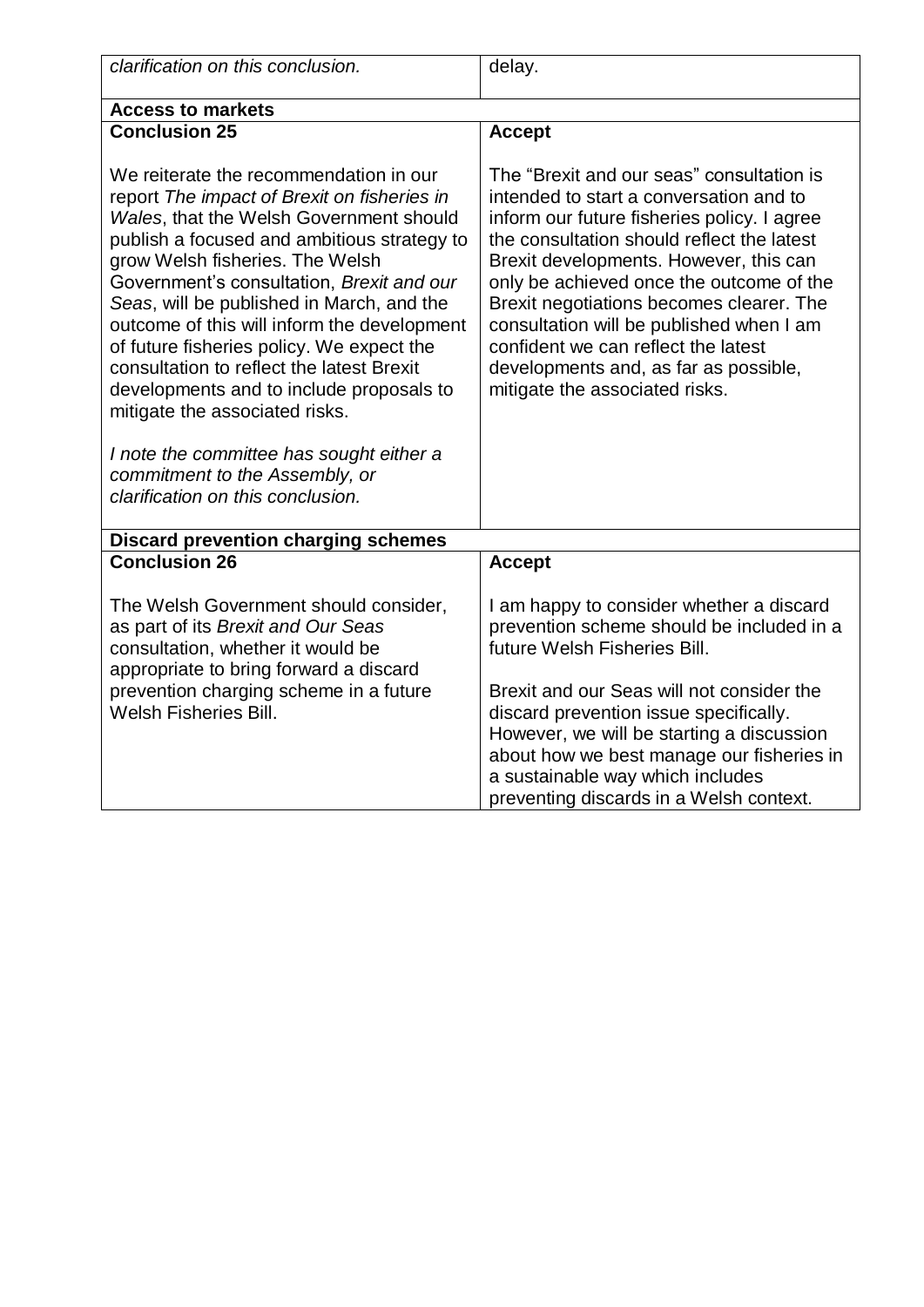| | |
|---|---|
| *clarification on this conclusion.* | delay. |
| **Access to markets** | |
| **Conclusion 25**<br><br>We reiterate the recommendation in our report *The impact of Brexit on fisheries in Wales*, that the Welsh Government should publish a focused and ambitious strategy to grow Welsh fisheries. The Welsh Government's consultation, *Brexit and our Seas*, will be published in March, and the outcome of this will inform the development of future fisheries policy. We expect the consultation to reflect the latest Brexit developments and to include proposals to mitigate the associated risks.<br><br>*I note the committee has sought either a commitment to the Assembly, or clarification on this conclusion.* | **Accept**<br><br>The "Brexit and our seas" consultation is intended to start a conversation and to inform our future fisheries policy. I agree the consultation should reflect the latest Brexit developments. However, this can only be achieved once the outcome of the Brexit negotiations becomes clearer. The consultation will be published when I am confident we can reflect the latest developments and, as far as possible, mitigate the associated risks. |
| **Discard prevention charging schemes** | |
| **Conclusion 26**<br><br>The Welsh Government should consider, as part of its *Brexit and Our Seas* consultation, whether it would be appropriate to bring forward a discard prevention charging scheme in a future Welsh Fisheries Bill. | **Accept**<br><br>I am happy to consider whether a discard prevention scheme should be included in a future Welsh Fisheries Bill.<br><br>Brexit and our Seas will not consider the discard prevention issue specifically. However, we will be starting a discussion about how we best manage our fisheries in a sustainable way which includes preventing discards in a Welsh context. |